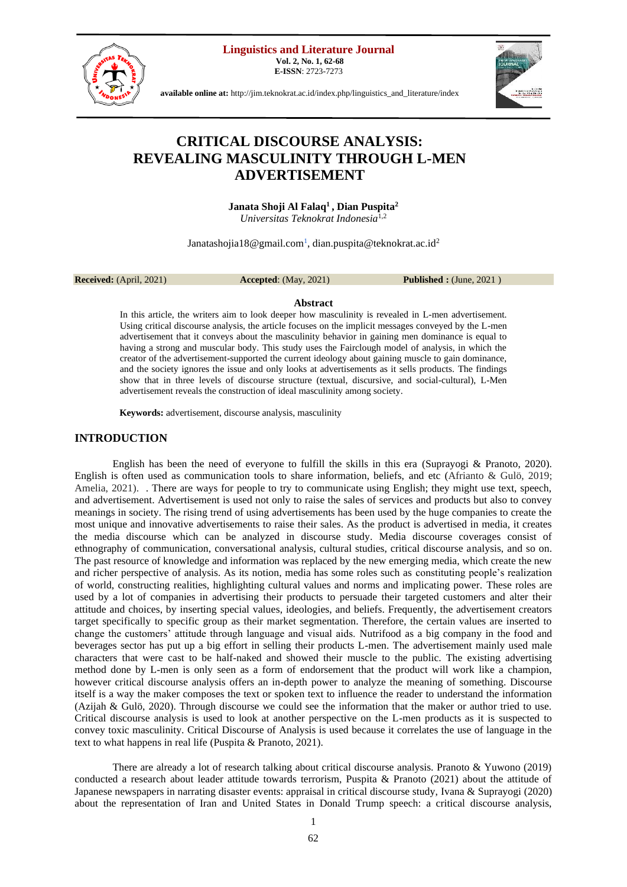# CRITICAL DISCOURSE ANALYSIS: REVEALING MASCULINITY THROUGH L-MEN ADVERTISEMENT

**Janata Shoji Al Falaq[1], Dian Puspita[2]**
*Universitas Teknokrat Indonesia*[1,2]

Janatashojia18@gmail.com[1], dian.puspita@teknokrat.ac.id[2]

**Received:** (April, 2021) **Accepted**: (May, 2021) **Published :** (June, 2021 )

**Abstract**

In this article, the writers aim to look deeper how masculinity is revealed in L-men advertisement. Using critical discourse analysis, the article focuses on the implicit messages conveyed by the L-men advertisement that it conveys about the masculinity behavior in gaining men dominance is equal to having a strong and muscular body. This study uses the Fairclough model of analysis, in which the creator of the advertisement-supported the current ideology about gaining muscle to gain dominance, and the society ignores the issue and only looks at advertisements as it sells products. The findings show that in three levels of discourse structure (textual, discursive, and social-cultural), L-Men advertisement reveals the construction of ideal masculinity among society.

**Keywords:** advertisement, discourse analysis, masculinity

## INTRODUCTION

English has been the need of everyone to fulfill the skills in this era (Suprayogi & Pranoto, 2020). English is often used as communication tools to share information, beliefs, and etc (Afrianto & Gulö, 2019; Amelia, 2021). . There are ways for people to try to communicate using English; they might use text, speech, and advertisement. Advertisement is used not only to raise the sales of services and products but also to convey meanings in society. The rising trend of using advertisements has been used by the huge companies to create the most unique and innovative advertisements to raise their sales. As the product is advertised in media, it creates the media discourse which can be analyzed in discourse study. Media discourse coverages consist of ethnography of communication, conversational analysis, cultural studies, critical discourse analysis, and so on. The past resource of knowledge and information was replaced by the new emerging media, which create the new and richer perspective of analysis. As its notion, media has some roles such as constituting people's realization of world, constructing realities, highlighting cultural values and norms and implicating power. These roles are used by a lot of companies in advertising their products to persuade their targeted customers and alter their attitude and choices, by inserting special values, ideologies, and beliefs. Frequently, the advertisement creators target specifically to specific group as their market segmentation. Therefore, the certain values are inserted to change the customers' attitude through language and visual aids. Nutrifood as a big company in the food and beverages sector has put up a big effort in selling their products L-men. The advertisement mainly used male characters that were cast to be half-naked and showed their muscle to the public. The existing advertising method done by L-men is only seen as a form of endorsement that the product will work like a champion, however critical discourse analysis offers an in-depth power to analyze the meaning of something. Discourse itself is a way the maker composes the text or spoken text to influence the reader to understand the information (Azijah & Gulö, 2020). Through discourse we could see the information that the maker or author tried to use. Critical discourse analysis is used to look at another perspective on the L-men products as it is suspected to convey toxic masculinity. Critical Discourse of Analysis is used because it correlates the use of language in the text to what happens in real life (Puspita & Pranoto, 2021).

There are already a lot of research talking about critical discourse analysis. Pranoto & Yuwono (2019) conducted a research about leader attitude towards terrorism, Puspita & Pranoto (2021) about the attitude of Japanese newspapers in narrating disaster events: appraisal in critical discourse study, Ivana & Suprayogi (2020) about the representation of Iran and United States in Donald Trump speech: a critical discourse analysis,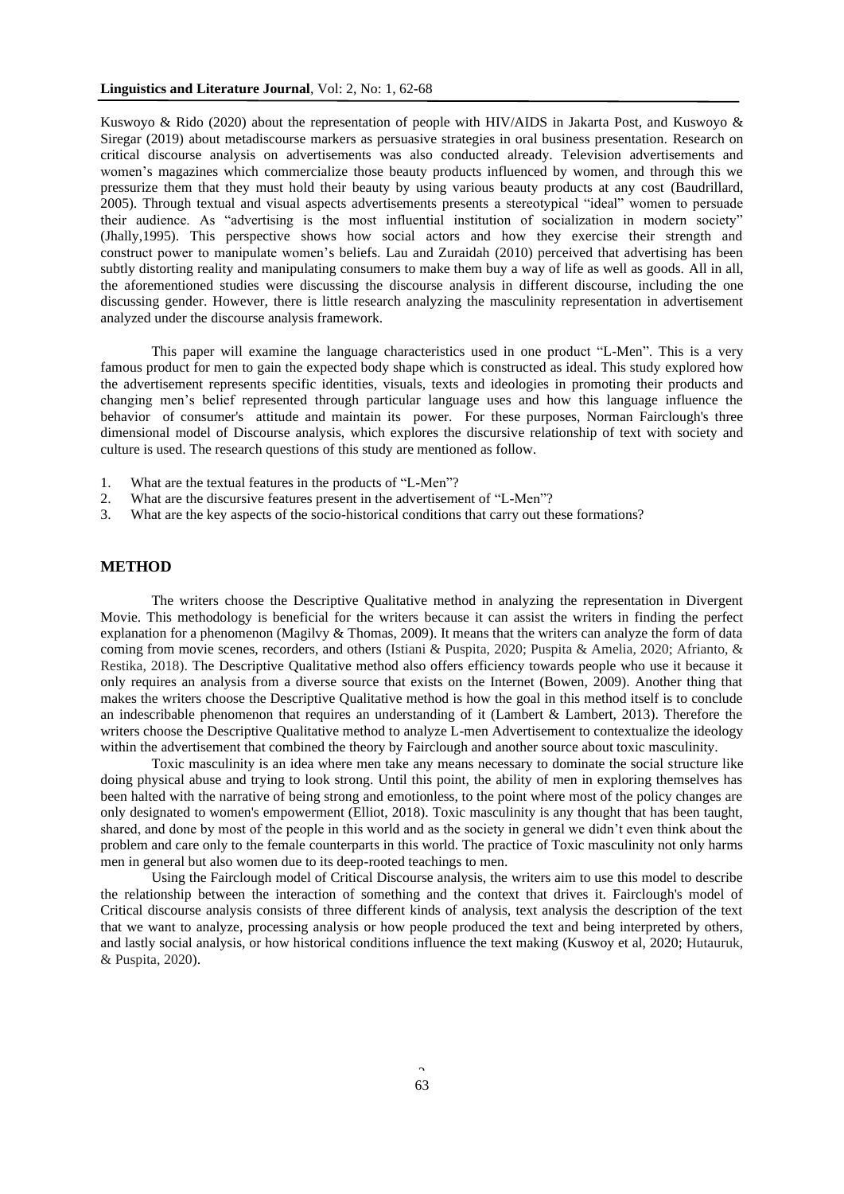Kuswoyo & Rido (2020) about the representation of people with HIV/AIDS in Jakarta Post, and Kuswoyo & Siregar (2019) about metadiscourse markers as persuasive strategies in oral business presentation. Research on critical discourse analysis on advertisements was also conducted already. Television advertisements and women's magazines which commercialize those beauty products influenced by women, and through this we pressurize them that they must hold their beauty by using various beauty products at any cost (Baudrillard, 2005). Through textual and visual aspects advertisements presents a stereotypical "ideal" women to persuade their audience. As "advertising is the most influential institution of socialization in modern society" (Jhally,1995). This perspective shows how social actors and how they exercise their strength and construct power to manipulate women's beliefs. Lau and Zuraidah (2010) perceived that advertising has been subtly distorting reality and manipulating consumers to make them buy a way of life as well as goods. All in all, the aforementioned studies were discussing the discourse analysis in different discourse, including the one discussing gender. However, there is little research analyzing the masculinity representation in advertisement analyzed under the discourse analysis framework.

This paper will examine the language characteristics used in one product "L-Men". This is a very famous product for men to gain the expected body shape which is constructed as ideal. This study explored how the advertisement represents specific identities, visuals, texts and ideologies in promoting their products and changing men's belief represented through particular language uses and how this language influence the behavior of consumer's attitude and maintain its power. For these purposes, Norman Fairclough's three dimensional model of Discourse analysis, which explores the discursive relationship of text with society and culture is used. The research questions of this study are mentioned as follow.

1. What are the textual features in the products of "L-Men"?
2. What are the discursive features present in the advertisement of "L-Men"?
3. What are the key aspects of the socio-historical conditions that carry out these formations?

## METHOD

The writers choose the Descriptive Qualitative method in analyzing the representation in Divergent Movie. This methodology is beneficial for the writers because it can assist the writers in finding the perfect explanation for a phenomenon (Magilvy & Thomas, 2009). It means that the writers can analyze the form of data coming from movie scenes, recorders, and others (Istiani & Puspita, 2020; Puspita & Amelia, 2020; Afrianto, & Restika, 2018). The Descriptive Qualitative method also offers efficiency towards people who use it because it only requires an analysis from a diverse source that exists on the Internet (Bowen, 2009). Another thing that makes the writers choose the Descriptive Qualitative method is how the goal in this method itself is to conclude an indescribable phenomenon that requires an understanding of it (Lambert & Lambert, 2013). Therefore the writers choose the Descriptive Qualitative method to analyze L-men Advertisement to contextualize the ideology within the advertisement that combined the theory by Fairclough and another source about toxic masculinity.

Toxic masculinity is an idea where men take any means necessary to dominate the social structure like doing physical abuse and trying to look strong. Until this point, the ability of men in exploring themselves has been halted with the narrative of being strong and emotionless, to the point where most of the policy changes are only designated to women's empowerment (Elliot, 2018). Toxic masculinity is any thought that has been taught, shared, and done by most of the people in this world and as the society in general we didn't even think about the problem and care only to the female counterparts in this world. The practice of Toxic masculinity not only harms men in general but also women due to its deep-rooted teachings to men.

Using the Fairclough model of Critical Discourse analysis, the writers aim to use this model to describe the relationship between the interaction of something and the context that drives it. Fairclough's model of Critical discourse analysis consists of three different kinds of analysis, text analysis the description of the text that we want to analyze, processing analysis or how people produced the text and being interpreted by others, and lastly social analysis, or how historical conditions influence the text making (Kuswoy et al, 2020; Hutauruk, & Puspita, 2020).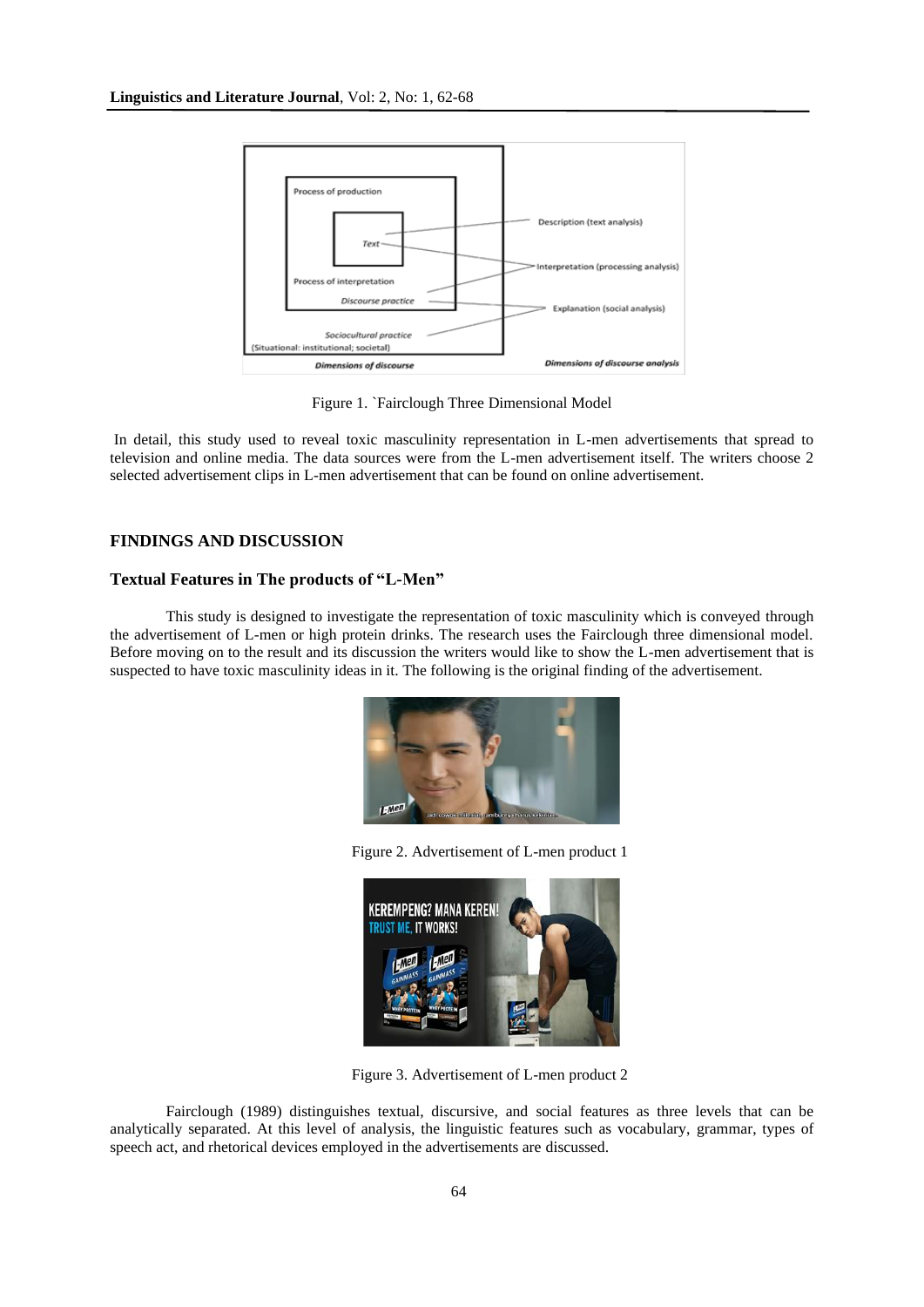Figure 1. `Fairclough Three Dimensional Model

In detail, this study used to reveal toxic masculinity representation in L-men advertisements that spread to television and online media. The data sources were from the L-men advertisement itself. The writers choose 2 selected advertisement clips in L-men advertisement that can be found on online advertisement.

## FINDINGS AND DISCUSSION

### Textual Features in The products of "L-Men"

This study is designed to investigate the representation of toxic masculinity which is conveyed through the advertisement of L-men or high protein drinks. The research uses the Fairclough three dimensional model. Before moving on to the result and its discussion the writers would like to show the L-men advertisement that is suspected to have toxic masculinity ideas in it. The following is the original finding of the advertisement.

Figure 2. Advertisement of L-men product 1

Figure 3. Advertisement of L-men product 2

Fairclough (1989) distinguishes textual, discursive, and social features as three levels that can be analytically separated. At this level of analysis, the linguistic features such as vocabulary, grammar, types of speech act, and rhetorical devices employed in the advertisements are discussed.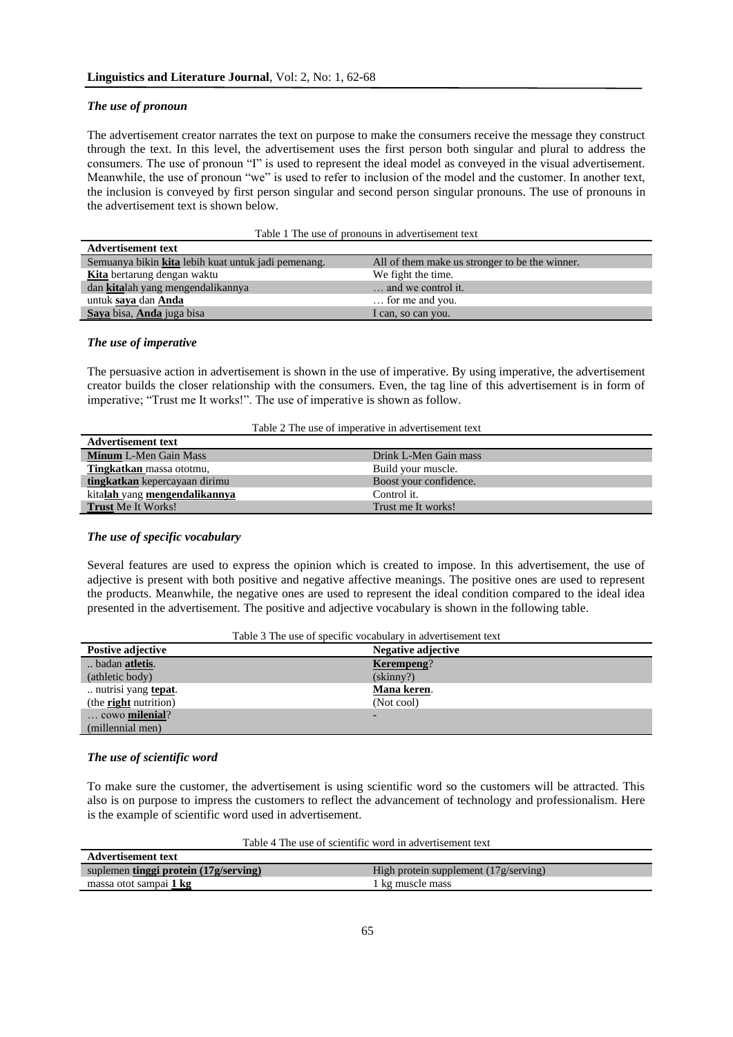### *The use of pronoun*

The advertisement creator narrates the text on purpose to make the consumers receive the message they construct through the text. In this level, the advertisement uses the first person both singular and plural to address the consumers. The use of pronoun "I" is used to represent the ideal model as conveyed in the visual advertisement. Meanwhile, the use of pronoun "we" is used to refer to inclusion of the model and the customer. In another text, the inclusion is conveyed by first person singular and second person singular pronouns. The use of pronouns in the advertisement text is shown below.

Table 1 The use of pronouns in advertisement text

| Advertisement text | |
|---|---|
| Semuanya bikin **kita** lebih kuat untuk jadi pemenang. | All of them make us stronger to be the winner. |
| **Kita** bertarung dengan waktu | We fight the time. |
| dan **kita**lah yang mengendalikannya | … and we control it. |
| untuk **saya** dan **Anda** | … for me and you. |
| **Saya** bisa, **Anda** juga bisa | I can, so can you. |

### *The use of imperative*

The persuasive action in advertisement is shown in the use of imperative. By using imperative, the advertisement creator builds the closer relationship with the consumers. Even, the tag line of this advertisement is in form of imperative; "Trust me It works!". The use of imperative is shown as follow.

Table 2 The use of imperative in advertisement text

| Advertisement text | |
|---|---|
| **Minum** L-Men Gain Mass | Drink L-Men Gain mass |
| **Tingkatkan** massa ototmu, | Build your muscle. |
| **tingkatkan** kepercayaan dirimu | Boost your confidence. |
| kita**lah** yang **mengendalikannya** | Control it. |
| **Trust** Me It Works! | Trust me It works! |

### *The use of specific vocabulary*

Several features are used to express the opinion which is created to impose. In this advertisement, the use of adjective is present with both positive and negative affective meanings. The positive ones are used to represent the products. Meanwhile, the negative ones are used to represent the ideal condition compared to the ideal idea presented in the advertisement. The positive and adjective vocabulary is shown in the following table.

Table 3 The use of specific vocabulary in advertisement text

| Postive adjective | Negative adjective |
|---|---|
| .. badan **atletis**. (athletic body) | **Kerempeng**? (skinny?) |
| .. nutrisi yang **tepat**. (the **right** nutrition) | **Mana keren**. (Not cool) |
| … cowo **milenial**? (millennial men) | - |

### *The use of scientific word*

To make sure the customer, the advertisement is using scientific word so the customers will be attracted. This also is on purpose to impress the customers to reflect the advancement of technology and professionalism. Here is the example of scientific word used in advertisement.

Table 4 The use of scientific word in advertisement text

| Advertisement text | |
|---|---|
| suplemen **tinggi protein (17g/serving)** | High protein supplement (17g/serving) |
| massa otot sampai **1 kg** | 1 kg muscle mass |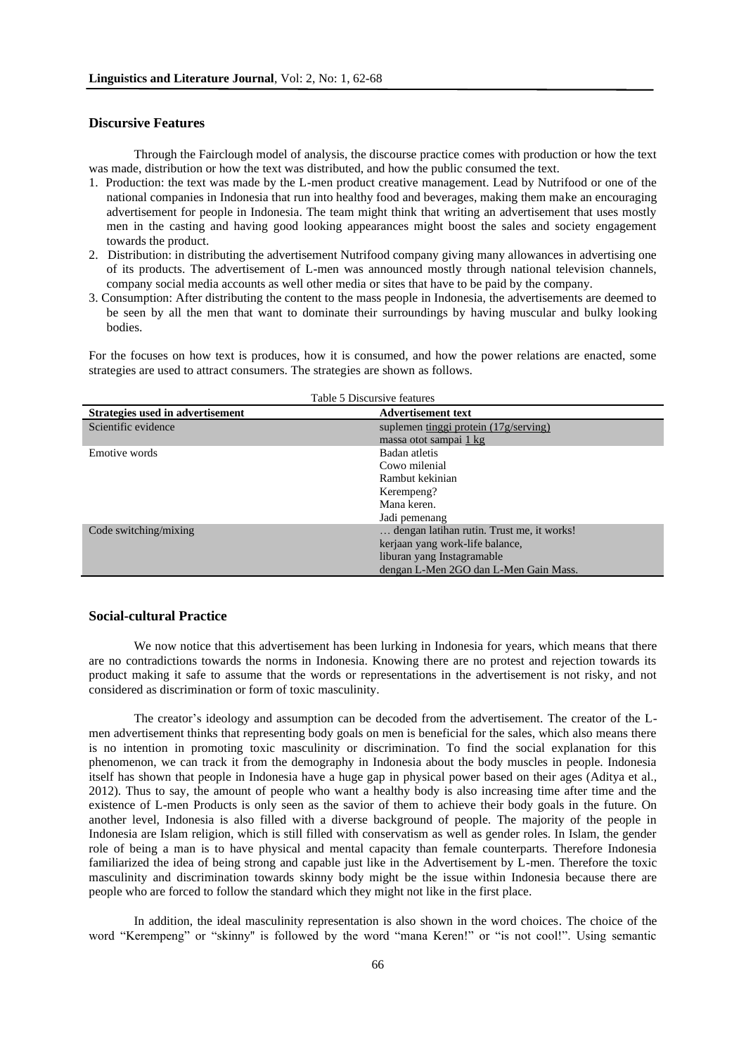## Discursive Features

Through the Fairclough model of analysis, the discourse practice comes with production or how the text was made, distribution or how the text was distributed, and how the public consumed the text.

1. Production: the text was made by the L-men product creative management. Lead by Nutrifood or one of the national companies in Indonesia that run into healthy food and beverages, making them make an encouraging advertisement for people in Indonesia. The team might think that writing an advertisement that uses mostly men in the casting and having good looking appearances might boost the sales and society engagement towards the product.
2. Distribution: in distributing the advertisement Nutrifood company giving many allowances in advertising one of its products. The advertisement of L-men was announced mostly through national television channels, company social media accounts as well other media or sites that have to be paid by the company.
3. Consumption: After distributing the content to the mass people in Indonesia, the advertisements are deemed to be seen by all the men that want to dominate their surroundings by having muscular and bulky looking bodies.

For the focuses on how text is produces, how it is consumed, and how the power relations are enacted, some strategies are used to attract consumers. The strategies are shown as follows.

Table 5 Discursive features

| Strategies used in advertisement | Advertisement text |
|---|---|
| Scientific evidence | suplemen tinggi protein (17g/serving)<br>massa otot sampai 1 kg |
| Emotive words | Badan atletis<br>Cowo milenial<br>Rambut kekinian<br>Kerempeng?<br>Mana keren.<br>Jadi pemenang |
| Code switching/mixing | … dengan latihan rutin. Trust me, it works!<br>kerjaan yang work-life balance,<br>liburan yang Instagramable<br>dengan L-Men 2GO dan L-Men Gain Mass. |

## Social-cultural Practice

We now notice that this advertisement has been lurking in Indonesia for years, which means that there are no contradictions towards the norms in Indonesia. Knowing there are no protest and rejection towards its product making it safe to assume that the words or representations in the advertisement is not risky, and not considered as discrimination or form of toxic masculinity.

The creator's ideology and assumption can be decoded from the advertisement. The creator of the L-men advertisement thinks that representing body goals on men is beneficial for the sales, which also means there is no intention in promoting toxic masculinity or discrimination. To find the social explanation for this phenomenon, we can track it from the demography in Indonesia about the body muscles in people. Indonesia itself has shown that people in Indonesia have a huge gap in physical power based on their ages (Aditya et al., 2012). Thus to say, the amount of people who want a healthy body is also increasing time after time and the existence of L-men Products is only seen as the savior of them to achieve their body goals in the future. On another level, Indonesia is also filled with a diverse background of people. The majority of the people in Indonesia are Islam religion, which is still filled with conservatism as well as gender roles. In Islam, the gender role of being a man is to have physical and mental capacity than female counterparts. Therefore Indonesia familiarized the idea of being strong and capable just like in the Advertisement by L-men. Therefore the toxic masculinity and discrimination towards skinny body might be the issue within Indonesia because there are people who are forced to follow the standard which they might not like in the first place.

In addition, the ideal masculinity representation is also shown in the word choices. The choice of the word "Kerempeng" or "skinny" is followed by the word "mana Keren!" or "is not cool!". Using semantic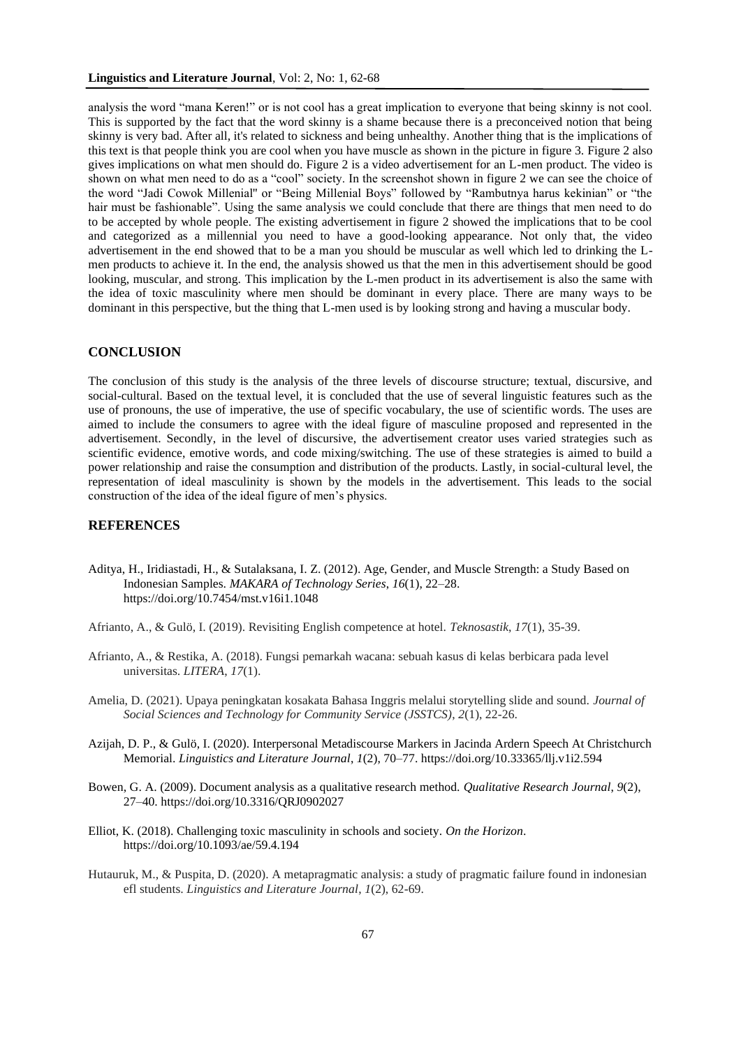analysis the word “mana Keren!” or is not cool has a great implication to everyone that being skinny is not cool. This is supported by the fact that the word skinny is a shame because there is a preconceived notion that being skinny is very bad. After all, it's related to sickness and being unhealthy. Another thing that is the implications of this text is that people think you are cool when you have muscle as shown in the picture in figure 3. Figure 2 also gives implications on what men should do. Figure 2 is a video advertisement for an L-men product. The video is shown on what men need to do as a “cool” society. In the screenshot shown in figure 2 we can see the choice of the word “Jadi Cowok Millenial'' or “Being Millenial Boys” followed by “Rambutnya harus kekinian” or “the hair must be fashionable”. Using the same analysis we could conclude that there are things that men need to do to be accepted by whole people. The existing advertisement in figure 2 showed the implications that to be cool and categorized as a millennial you need to have a good-looking appearance. Not only that, the video advertisement in the end showed that to be a man you should be muscular as well which led to drinking the L-men products to achieve it. In the end, the analysis showed us that the men in this advertisement should be good looking, muscular, and strong. This implication by the L-men product in its advertisement is also the same with the idea of toxic masculinity where men should be dominant in every place. There are many ways to be dominant in this perspective, but the thing that L-men used is by looking strong and having a muscular body.

## CONCLUSION

The conclusion of this study is the analysis of the three levels of discourse structure; textual, discursive, and social-cultural. Based on the textual level, it is concluded that the use of several linguistic features such as the use of pronouns, the use of imperative, the use of specific vocabulary, the use of scientific words. The uses are aimed to include the consumers to agree with the ideal figure of masculine proposed and represented in the advertisement. Secondly, in the level of discursive, the advertisement creator uses varied strategies such as scientific evidence, emotive words, and code mixing/switching. The use of these strategies is aimed to build a power relationship and raise the consumption and distribution of the products. Lastly, in social-cultural level, the representation of ideal masculinity is shown by the models in the advertisement. This leads to the social construction of the idea of the ideal figure of men’s physics.

## REFERENCES

Aditya, H., Iridiastadi, H., & Sutalaksana, I. Z. (2012). Age, Gender, and Muscle Strength: a Study Based on Indonesian Samples. *MAKARA of Technology Series*, *16*(1), 22–28. https://doi.org/10.7454/mst.v16i1.1048

Afrianto, A., & Gulö, I. (2019). Revisiting English competence at hotel. *Teknosastik*, *17*(1), 35-39.

Afrianto, A., & Restika, A. (2018). Fungsi pemarkah wacana: sebuah kasus di kelas berbicara pada level universitas. *LITERA*, *17*(1).

Amelia, D. (2021). Upaya peningkatan kosakata Bahasa Inggris melalui storytelling slide and sound. *Journal of Social Sciences and Technology for Community Service (JSSTCS)*, *2*(1), 22-26.

Azijah, D. P., & Gulö, I. (2020). Interpersonal Metadiscourse Markers in Jacinda Ardern Speech At Christchurch Memorial. *Linguistics and Literature Journal*, *1*(2), 70–77. https://doi.org/10.33365/llj.v1i2.594

Bowen, G. A. (2009). Document analysis as a qualitative research method. *Qualitative Research Journal*, *9*(2), 27–40. https://doi.org/10.3316/QRJ0902027

Elliot, K. (2018). Challenging toxic masculinity in schools and society. *On the Horizon*. https://doi.org/10.1093/ae/59.4.194

Hutauruk, M., & Puspita, D. (2020). A metapragmatic analysis: a study of pragmatic failure found in indonesian efl students. *Linguistics and Literature Journal*, *1*(2), 62-69.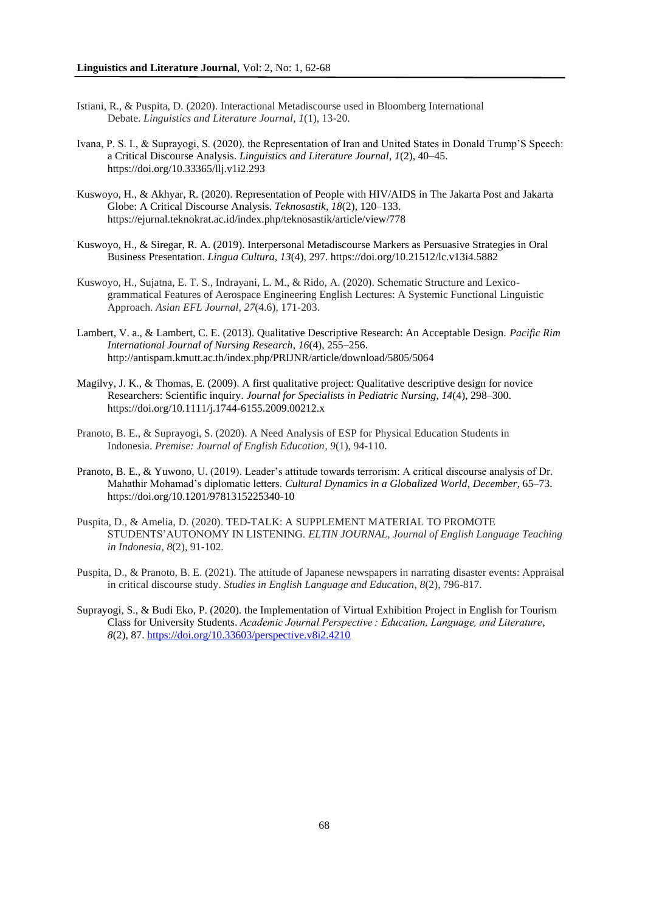Istiani, R., & Puspita, D. (2020). Interactional Metadiscourse used in Bloomberg International Debate. *Linguistics and Literature Journal*, *1*(1), 13-20.

Ivana, P. S. I., & Suprayogi, S. (2020). the Representation of Iran and United States in Donald Trump'S Speech: a Critical Discourse Analysis. *Linguistics and Literature Journal*, *1*(2), 40–45. https://doi.org/10.33365/llj.v1i2.293

Kuswoyo, H., & Akhyar, R. (2020). Representation of People with HIV/AIDS in The Jakarta Post and Jakarta Globe: A Critical Discourse Analysis. *Teknosastik*, *18*(2), 120–133. https://ejurnal.teknokrat.ac.id/index.php/teknosastik/article/view/778

Kuswoyo, H., & Siregar, R. A. (2019). Interpersonal Metadiscourse Markers as Persuasive Strategies in Oral Business Presentation. *Lingua Cultura*, *13*(4), 297. https://doi.org/10.21512/lc.v13i4.5882

Kuswoyo, H., Sujatna, E. T. S., Indrayani, L. M., & Rido, A. (2020). Schematic Structure and Lexico-grammatical Features of Aerospace Engineering English Lectures: A Systemic Functional Linguistic Approach. *Asian EFL Journal*, *27*(4.6), 171-203.

Lambert, V. a., & Lambert, C. E. (2013). Qualitative Descriptive Research: An Acceptable Design. *Pacific Rim International Journal of Nursing Research*, *16*(4), 255–256. http://antispam.kmutt.ac.th/index.php/PRIJNR/article/download/5805/5064

Magilvy, J. K., & Thomas, E. (2009). A first qualitative project: Qualitative descriptive design for novice Researchers: Scientific inquiry. *Journal for Specialists in Pediatric Nursing*, *14*(4), 298–300. https://doi.org/10.1111/j.1744-6155.2009.00212.x

Pranoto, B. E., & Suprayogi, S. (2020). A Need Analysis of ESP for Physical Education Students in Indonesia. *Premise: Journal of English Education*, *9*(1), 94-110.

Pranoto, B. E., & Yuwono, U. (2019). Leader's attitude towards terrorism: A critical discourse analysis of Dr. Mahathir Mohamad's diplomatic letters. *Cultural Dynamics in a Globalized World*, *December*, 65–73. https://doi.org/10.1201/9781315225340-10

Puspita, D., & Amelia, D. (2020). TED-TALK: A SUPPLEMENT MATERIAL TO PROMOTE STUDENTS'AUTONOMY IN LISTENING. *ELTIN JOURNAL, Journal of English Language Teaching in Indonesia*, *8*(2), 91-102.

Puspita, D., & Pranoto, B. E. (2021). The attitude of Japanese newspapers in narrating disaster events: Appraisal in critical discourse study. *Studies in English Language and Education*, *8*(2), 796-817.

Suprayogi, S., & Budi Eko, P. (2020). the Implementation of Virtual Exhibition Project in English for Tourism Class for University Students. *Academic Journal Perspective : Education, Language, and Literature*, *8*(2), 87. https://doi.org/10.33603/perspective.v8i2.4210